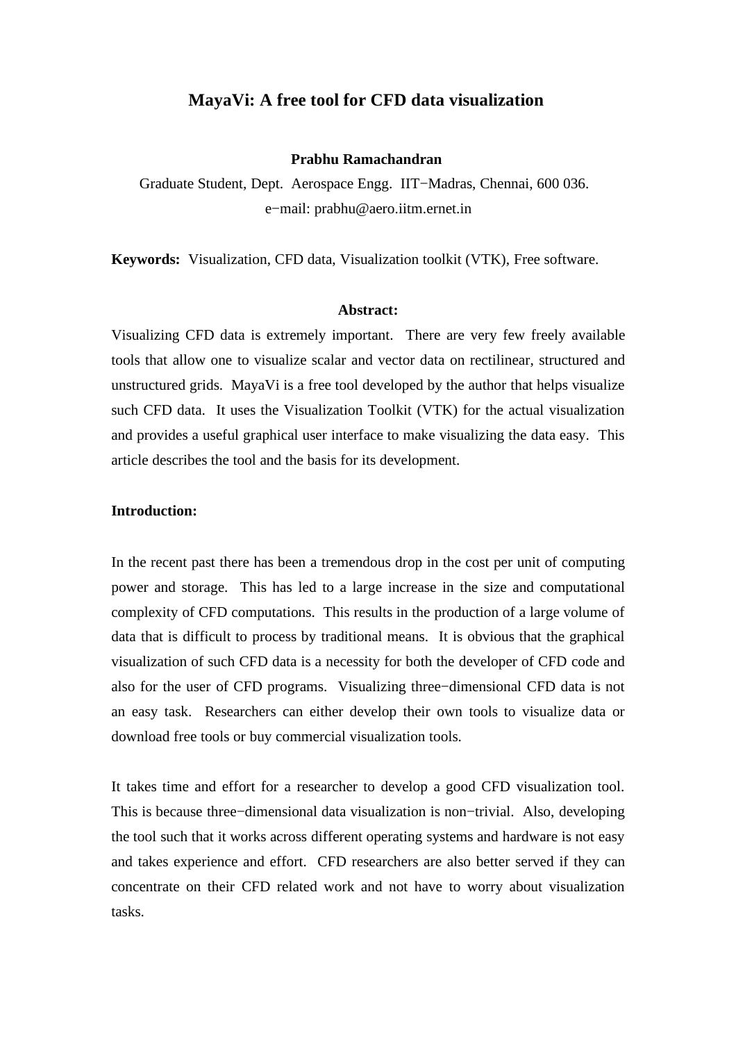# MayaVi: A free tool for CFD data visualization

**Prabhu Ramachandran**

Graduate Student, Dept. Aerospace Engg. IIT−Madras, Chennai, 600 036.
e−mail: prabhu@aero.iitm.ernet.in

**Keywords:** Visualization, CFD data, Visualization toolkit (VTK), Free software.

**Abstract:**

Visualizing CFD data is extremely important. There are very few freely available tools that allow one to visualize scalar and vector data on rectilinear, structured and unstructured grids. MayaVi is a free tool developed by the author that helps visualize such CFD data. It uses the Visualization Toolkit (VTK) for the actual visualization and provides a useful graphical user interface to make visualizing the data easy. This article describes the tool and the basis for its development.

**Introduction:**

In the recent past there has been a tremendous drop in the cost per unit of computing power and storage. This has led to a large increase in the size and computational complexity of CFD computations. This results in the production of a large volume of data that is difficult to process by traditional means. It is obvious that the graphical visualization of such CFD data is a necessity for both the developer of CFD code and also for the user of CFD programs. Visualizing three−dimensional CFD data is not an easy task. Researchers can either develop their own tools to visualize data or download free tools or buy commercial visualization tools.

It takes time and effort for a researcher to develop a good CFD visualization tool. This is because three−dimensional data visualization is non−trivial. Also, developing the tool such that it works across different operating systems and hardware is not easy and takes experience and effort. CFD researchers are also better served if they can concentrate on their CFD related work and not have to worry about visualization tasks.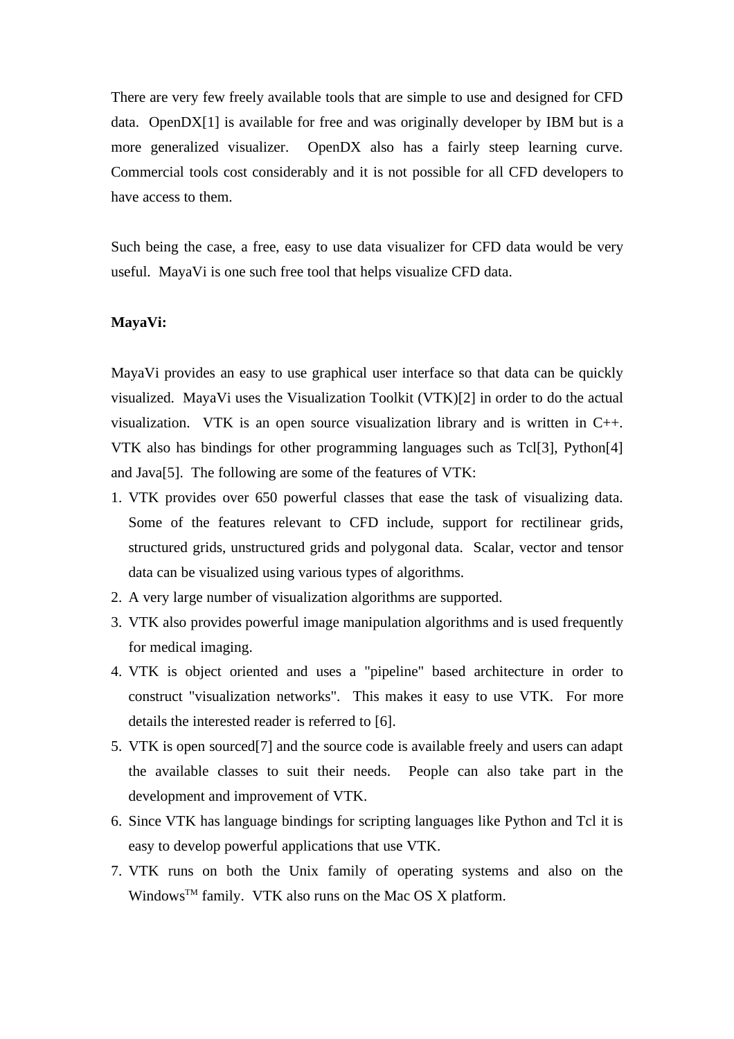There are very few freely available tools that are simple to use and designed for CFD data. OpenDX[1] is available for free and was originally developer by IBM but is a more generalized visualizer. OpenDX also has a fairly steep learning curve. Commercial tools cost considerably and it is not possible for all CFD developers to have access to them.

Such being the case, a free, easy to use data visualizer for CFD data would be very useful. MayaVi is one such free tool that helps visualize CFD data.

**MayaVi:**

MayaVi provides an easy to use graphical user interface so that data can be quickly visualized. MayaVi uses the Visualization Toolkit (VTK)[2] in order to do the actual visualization. VTK is an open source visualization library and is written in C++. VTK also has bindings for other programming languages such as Tcl[3], Python[4] and Java[5]. The following are some of the features of VTK:

1. VTK provides over 650 powerful classes that ease the task of visualizing data. Some of the features relevant to CFD include, support for rectilinear grids, structured grids, unstructured grids and polygonal data. Scalar, vector and tensor data can be visualized using various types of algorithms.
2. A very large number of visualization algorithms are supported.
3. VTK also provides powerful image manipulation algorithms and is used frequently for medical imaging.
4. VTK is object oriented and uses a "pipeline" based architecture in order to construct "visualization networks". This makes it easy to use VTK. For more details the interested reader is referred to [6].
5. VTK is open sourced[7] and the source code is available freely and users can adapt the available classes to suit their needs. People can also take part in the development and improvement of VTK.
6. Since VTK has language bindings for scripting languages like Python and Tcl it is easy to develop powerful applications that use VTK.
7. VTK runs on both the Unix family of operating systems and also on the Windows™ family. VTK also runs on the Mac OS X platform.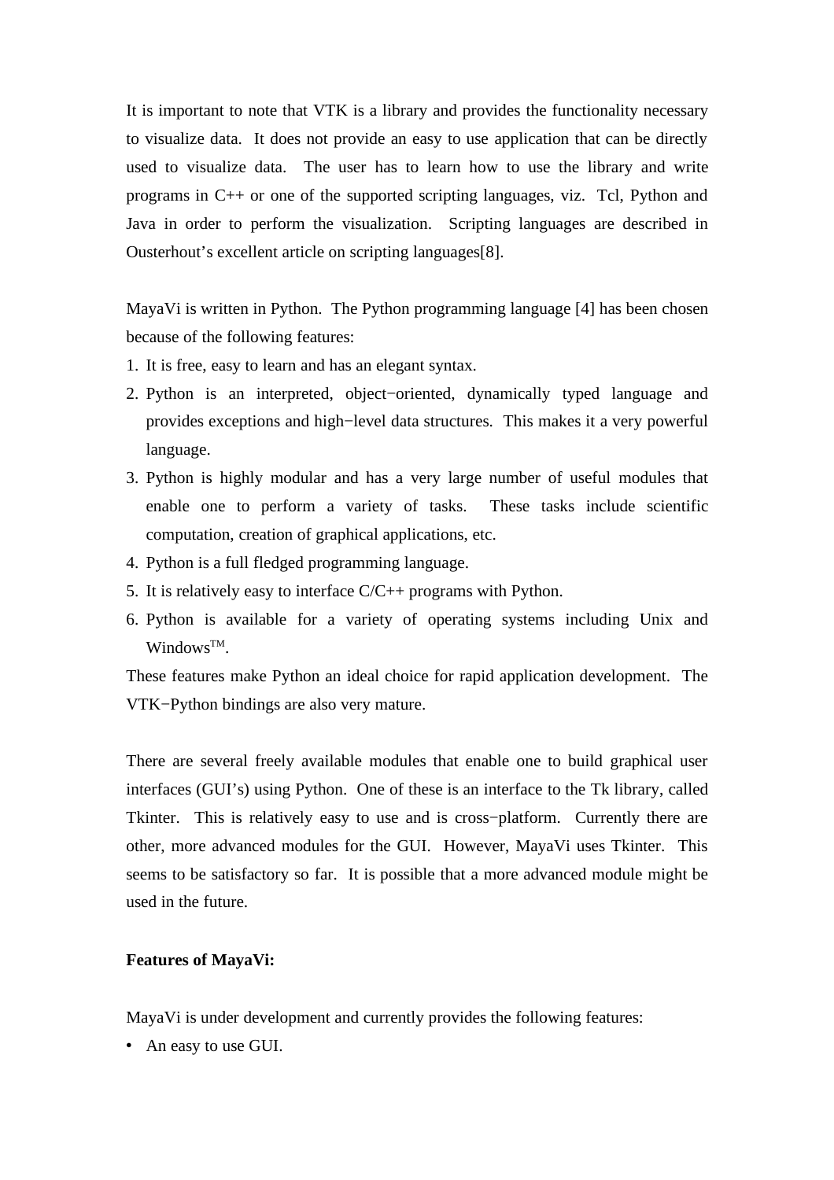It is important to note that VTK is a library and provides the functionality necessary to visualize data. It does not provide an easy to use application that can be directly used to visualize data. The user has to learn how to use the library and write programs in C++ or one of the supported scripting languages, viz. Tcl, Python and Java in order to perform the visualization. Scripting languages are described in Ousterhout's excellent article on scripting languages[8].

MayaVi is written in Python. The Python programming language [4] has been chosen because of the following features:

1. It is free, easy to learn and has an elegant syntax.
2. Python is an interpreted, object−oriented, dynamically typed language and provides exceptions and high−level data structures. This makes it a very powerful language.
3. Python is highly modular and has a very large number of useful modules that enable one to perform a variety of tasks. These tasks include scientific computation, creation of graphical applications, etc.
4. Python is a full fledged programming language.
5. It is relatively easy to interface C/C++ programs with Python.
6. Python is available for a variety of operating systems including Unix and Windows™.

These features make Python an ideal choice for rapid application development. The VTK−Python bindings are also very mature.

There are several freely available modules that enable one to build graphical user interfaces (GUI's) using Python. One of these is an interface to the Tk library, called Tkinter. This is relatively easy to use and is cross−platform. Currently there are other, more advanced modules for the GUI. However, MayaVi uses Tkinter. This seems to be satisfactory so far. It is possible that a more advanced module might be used in the future.

**Features of MayaVi:**

MayaVi is under development and currently provides the following features:

- An easy to use GUI.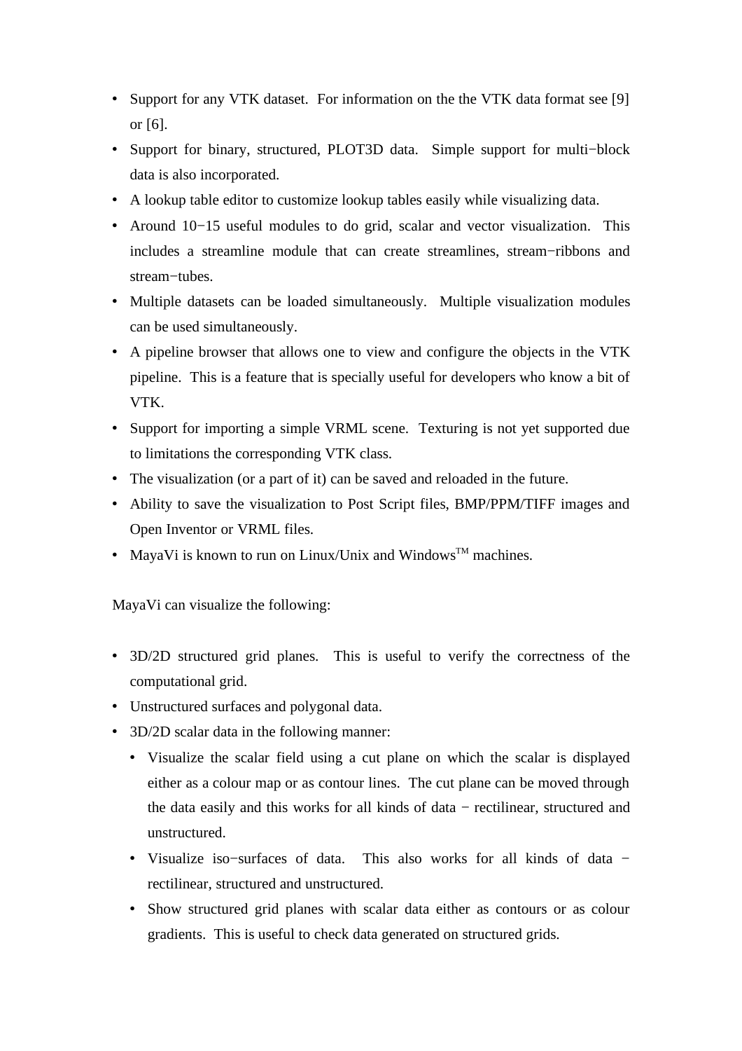- Support for any VTK dataset. For information on the the VTK data format see [9] or [6].
- Support for binary, structured, PLOT3D data. Simple support for multi−block data is also incorporated.
- A lookup table editor to customize lookup tables easily while visualizing data.
- Around 10−15 useful modules to do grid, scalar and vector visualization. This includes a streamline module that can create streamlines, stream−ribbons and stream−tubes.
- Multiple datasets can be loaded simultaneously. Multiple visualization modules can be used simultaneously.
- A pipeline browser that allows one to view and configure the objects in the VTK pipeline. This is a feature that is specially useful for developers who know a bit of VTK.
- Support for importing a simple VRML scene. Texturing is not yet supported due to limitations the corresponding VTK class.
- The visualization (or a part of it) can be saved and reloaded in the future.
- Ability to save the visualization to Post Script files, BMP/PPM/TIFF images and Open Inventor or VRML files.
- MayaVi is known to run on Linux/Unix and Windows™ machines.

MayaVi can visualize the following:

- 3D/2D structured grid planes. This is useful to verify the correctness of the computational grid.
- Unstructured surfaces and polygonal data.
- 3D/2D scalar data in the following manner:
  - Visualize the scalar field using a cut plane on which the scalar is displayed either as a colour map or as contour lines. The cut plane can be moved through the data easily and this works for all kinds of data − rectilinear, structured and unstructured.
  - Visualize iso−surfaces of data. This also works for all kinds of data − rectilinear, structured and unstructured.
  - Show structured grid planes with scalar data either as contours or as colour gradients. This is useful to check data generated on structured grids.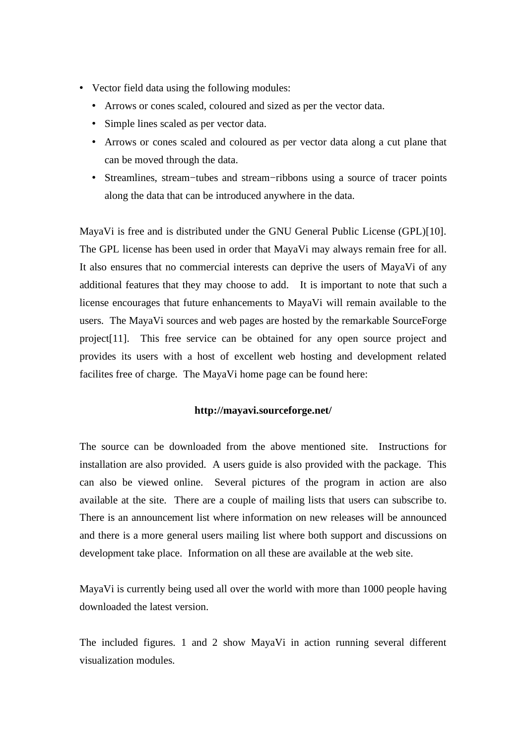- Vector field data using the following modules:
  - Arrows or cones scaled, coloured and sized as per the vector data.
  - Simple lines scaled as per vector data.
  - Arrows or cones scaled and coloured as per vector data along a cut plane that can be moved through the data.
  - Streamlines, stream−tubes and stream−ribbons using a source of tracer points along the data that can be introduced anywhere in the data.

MayaVi is free and is distributed under the GNU General Public License (GPL)[10]. The GPL license has been used in order that MayaVi may always remain free for all. It also ensures that no commercial interests can deprive the users of MayaVi of any additional features that they may choose to add. It is important to note that such a license encourages that future enhancements to MayaVi will remain available to the users. The MayaVi sources and web pages are hosted by the remarkable SourceForge project[11]. This free service can be obtained for any open source project and provides its users with a host of excellent web hosting and development related facilites free of charge. The MayaVi home page can be found here:

**http://mayavi.sourceforge.net/**

The source can be downloaded from the above mentioned site. Instructions for installation are also provided. A users guide is also provided with the package. This can also be viewed online. Several pictures of the program in action are also available at the site. There are a couple of mailing lists that users can subscribe to. There is an announcement list where information on new releases will be announced and there is a more general users mailing list where both support and discussions on development take place. Information on all these are available at the web site.

MayaVi is currently being used all over the world with more than 1000 people having downloaded the latest version.

The included figures. 1 and 2 show MayaVi in action running several different visualization modules.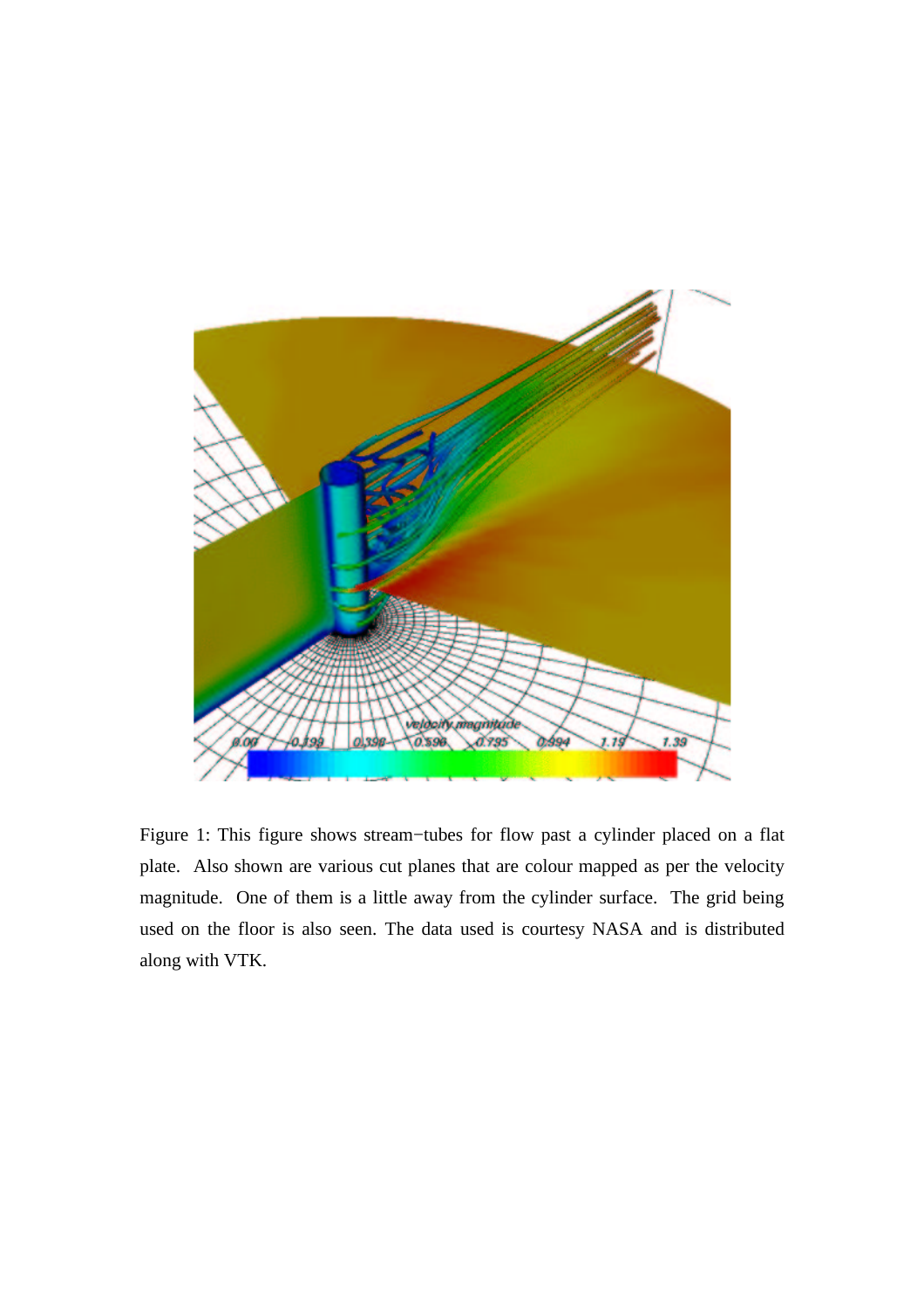Figure 1: This figure shows stream−tubes for flow past a cylinder placed on a flat plate. Also shown are various cut planes that are colour mapped as per the velocity magnitude. One of them is a little away from the cylinder surface. The grid being used on the floor is also seen. The data used is courtesy NASA and is distributed along with VTK.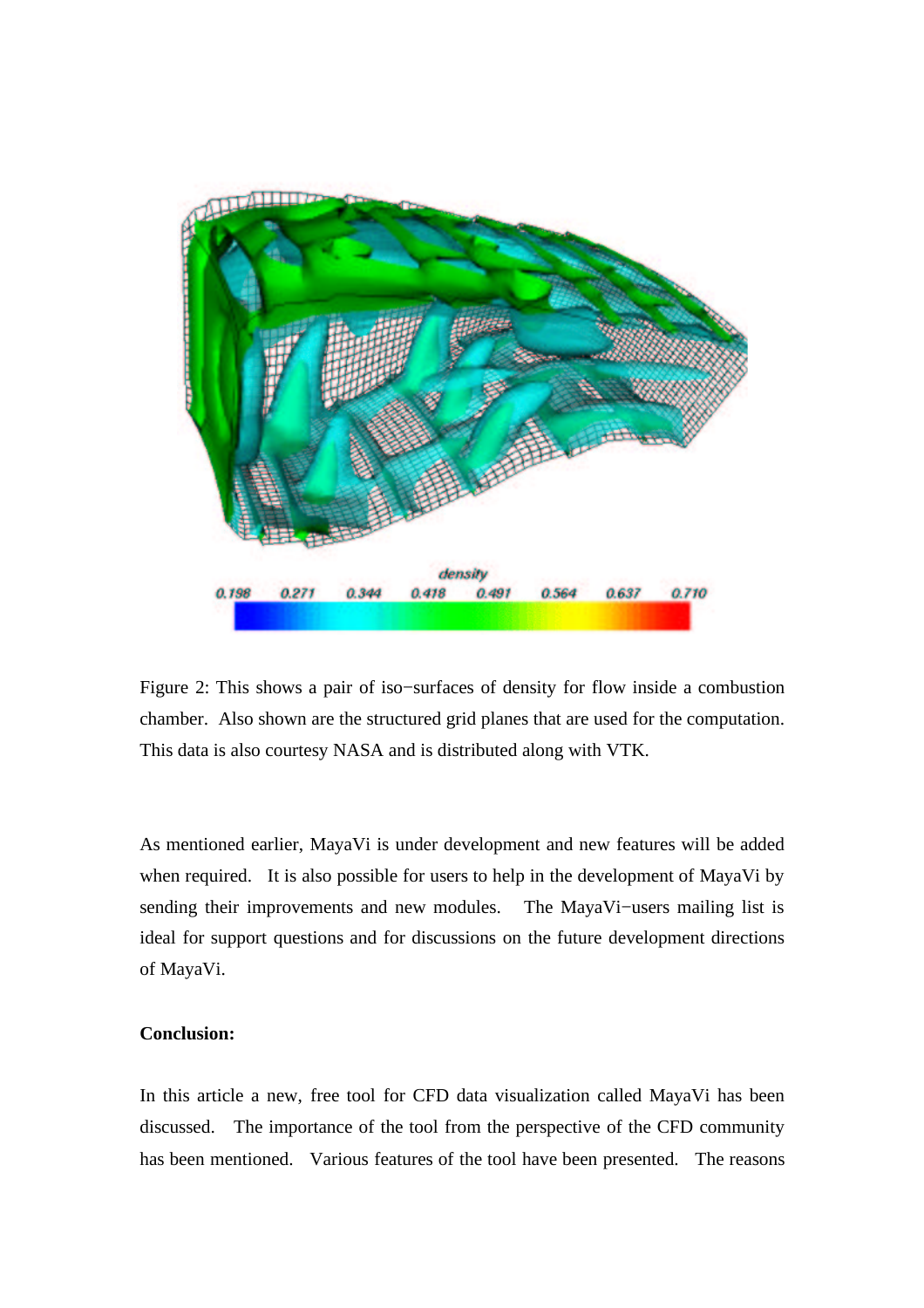Figure 2: This shows a pair of iso−surfaces of density for flow inside a combustion chamber. Also shown are the structured grid planes that are used for the computation. This data is also courtesy NASA and is distributed along with VTK.

As mentioned earlier, MayaVi is under development and new features will be added when required. It is also possible for users to help in the development of MayaVi by sending their improvements and new modules. The MayaVi−users mailing list is ideal for support questions and for discussions on the future development directions of MayaVi.

**Conclusion:**

In this article a new, free tool for CFD data visualization called MayaVi has been discussed. The importance of the tool from the perspective of the CFD community has been mentioned. Various features of the tool have been presented. The reasons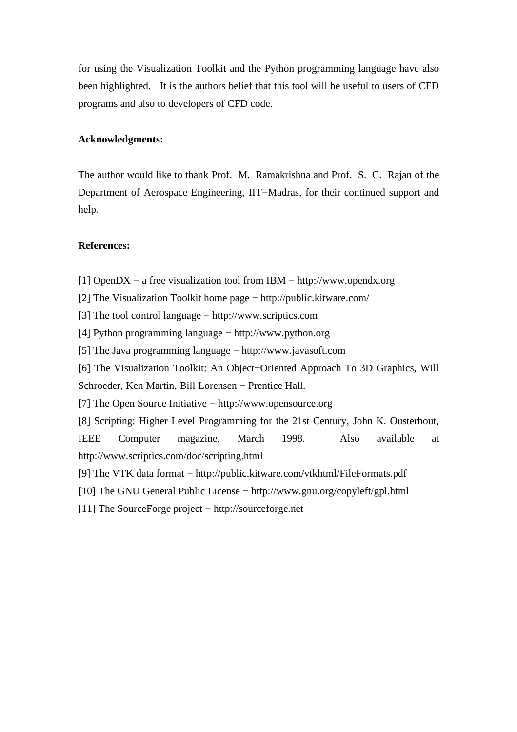for using the Visualization Toolkit and the Python programming language have also been highlighted. It is the authors belief that this tool will be useful to users of CFD programs and also to developers of CFD code.

**Acknowledgments:**

The author would like to thank Prof. M. Ramakrishna and Prof. S. C. Rajan of the Department of Aerospace Engineering, IIT−Madras, for their continued support and help.

**References:**

[1] OpenDX − a free visualization tool from IBM − http://www.opendx.org

[2] The Visualization Toolkit home page − http://public.kitware.com/

[3] The tool control language − http://www.scriptics.com

[4] Python programming language − http://www.python.org

[5] The Java programming language − http://www.javasoft.com

[6] The Visualization Toolkit: An Object−Oriented Approach To 3D Graphics, Will Schroeder, Ken Martin, Bill Lorensen − Prentice Hall.

[7] The Open Source Initiative − http://www.opensource.org

[8] Scripting: Higher Level Programming for the 21st Century, John K. Ousterhout, IEEE Computer magazine, March 1998. Also available at http://www.scriptics.com/doc/scripting.html

[9] The VTK data format − http://public.kitware.com/vtkhtml/FileFormats.pdf

[10] The GNU General Public License − http://www.gnu.org/copyleft/gpl.html

[11] The SourceForge project − http://sourceforge.net